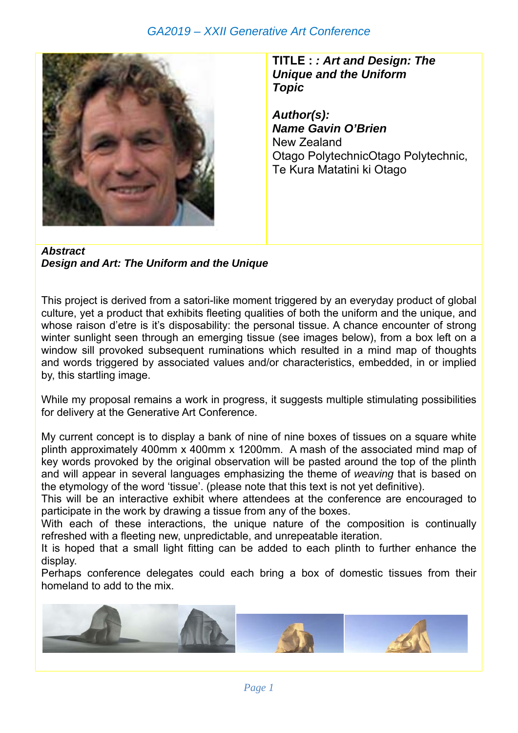**TITLE : : *Art and Design: The Unique and the Uniform Topic***

***Author(s):***
***Name Gavin O'Brien***
New Zealand
Otago PolytechnicOtago Polytechnic, Te Kura Matatini ki Otago

***Abstract***
***Design and Art: The Uniform and the Unique***

This project is derived from a satori-like moment triggered by an everyday product of global culture, yet a product that exhibits fleeting qualities of both the uniform and the unique, and whose raison d'etre is it's disposability: the personal tissue. A chance encounter of strong winter sunlight seen through an emerging tissue (see images below), from a box left on a window sill provoked subsequent ruminations which resulted in a mind map of thoughts and words triggered by associated values and/or characteristics, embedded, in or implied by, this startling image.

While my proposal remains a work in progress, it suggests multiple stimulating possibilities for delivery at the Generative Art Conference.

My current concept is to display a bank of nine of nine boxes of tissues on a square white plinth approximately 400mm x 400mm x 1200mm. A mash of the associated mind map of key words provoked by the original observation will be pasted around the top of the plinth and will appear in several languages emphasizing the theme of *weaving* that is based on the etymology of the word 'tissue'. (please note that this text is not yet definitive).
This will be an interactive exhibit where attendees at the conference are encouraged to participate in the work by drawing a tissue from any of the boxes.
With each of these interactions, the unique nature of the composition is continually refreshed with a fleeting new, unpredictable, and unrepeatable iteration.
It is hoped that a small light fitting can be added to each plinth to further enhance the display.
Perhaps conference delegates could each bring a box of domestic tissues from their homeland to add to the mix.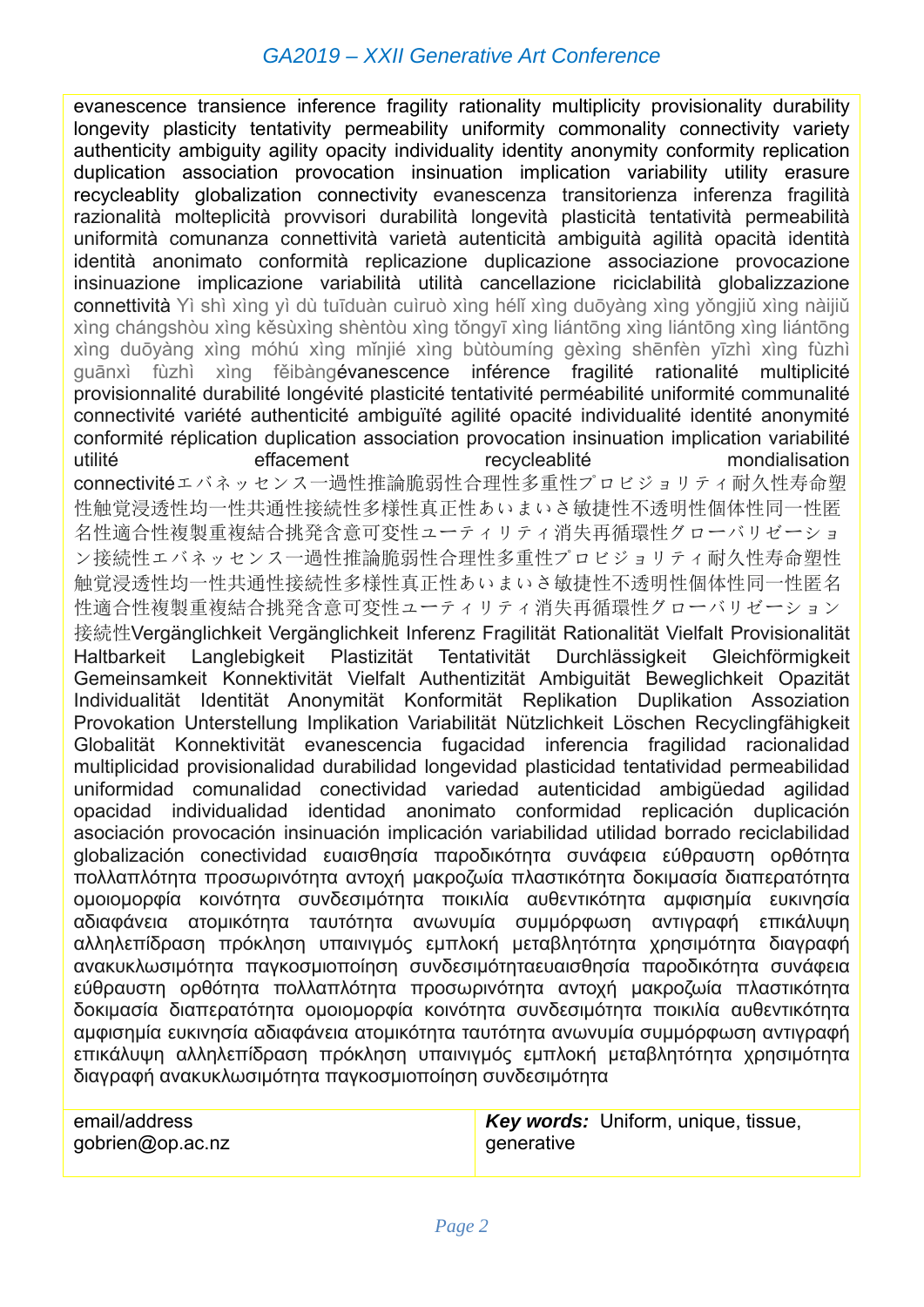evanescence transience inference fragility rationality multiplicity provisionality durability longevity plasticity tentativity permeability uniformity commonality connectivity variety authenticity ambiguity agility opacity individuality identity anonymity conformity replication duplication association provocation insinuation implication variability utility erasure recycleablity globalization connectivity evanescenza transitorienza inferenza fragilità razionalità molteplicità provvisori durabilità longevità plasticità tentatività permeabilità uniformità comunanza connettività varietà autenticità ambiguità agilità opacità identità identità anonimato conformità replicazione duplicazione associazione provocazione insinuazione implicazione variabilità utilità cancellazione riciclabilità globalizzazione connettività Yì shì xìng yì dù tuīduàn cuìruò xìng hélǐ xìng duōyàng xìng yǒngjiǔ xìng nàijiǔ xìng chángshòu xìng kěsùxìng shèntòu xìng tǒngyī xìng liántōng xìng liántōng xìng liántōng xìng duōyàng xìng móhú xìng mǐnjié xìng bùtòumíng gèxìng shēnfèn yīzhì xìng fùzhì guānxì fùzhì xìng fěibàngévanescence inférence fragilité rationalité multiplicité provisionnalité durabilité longévité plasticité tentativité perméabilité uniformité communalité connectivité variété authenticité ambiguïté agilité opacité individualité identité anonymité conformité réplication duplication association provocation insinuation implication variabilité utilité effacement recycleablité mondialisation connectivitéエバネッセンス一過性推論脆弱性合理性多重性プロビジョリティ耐久性寿命塑性触覚浸透性均一性共通性接続性多様性真正性あいまいさ敏捷性不透明性個体性同一性匿名性適合性複製重複結合挑発含意可変性ユーティリティ消失再循環性グローバリゼーション接続性エバネッセンス一過性推論脆弱性合理性多重性プロビジョリティ耐久性寿命塑性触覚浸透性均一性共通性接続性多様性真正性あいまいさ敏捷性不透明性個体性同一性匿名性適合性複製重複結合挑発含意可変性ユーティリティ消失再循環性グローバリゼーション接続性Vergänglichkeit Vergänglichkeit Inferenz Fragilität Rationalität Vielfalt Provisionalität Haltbarkeit Langlebigkeit Plastizität Tentativität Durchlässigkeit Gleichförmigkeit Gemeinsamkeit Konnektivität Vielfalt Authentizität Ambiguität Beweglichkeit Opazität Individualität Identität Anonymität Konformität Replikation Duplikation Assoziation Provokation Unterstellung Implikation Variabilität Nützlichkeit Löschen Recyclingfähigkeit Globalität Konnektivität evanescencia fugacidad inferencia fragilidad racionalidad multiplicidad provisionalidad durabilidad longevidad plasticidad tentatividad permeabilidad uniformidad comunalidad conectividad variedad autenticidad ambigüedad agilidad opacidad individualidad identidad anonimato conformidad replicación duplicación asociación provocación insinuación implicación variabilidad utilidad borrado reciclabilidad globalización conectividad ευαισθησία παροδικότητα συνάφεια εύθραυστη ορθότητα πολλαπλότητα προσωρινότητα αντοχή μακροζωία πλαστικότητα δοκιμασία διαπερατότητα ομοιομορφία κοινότητα συνδεσιμότητα ποικιλία αυθεντικότητα αμφισημία ευκινησία αδιαφάνεια ατομικότητα ταυτότητα ανωνυμία συμμόρφωση αντιγραφή επικάλυψη αλληλεπίδραση πρόκληση υπαινιγμός εμπλοκή μεταβλητότητα χρησιμότητα διαγραφή ανακυκλωσιμότητα παγκοσμιοποίηση συνδεσιμότηταευαισθησία παροδικότητα συνάφεια εύθραυστη ορθότητα πολλαπλότητα προσωρινότητα αντοχή μακροζωία πλαστικότητα δοκιμασία διαπερατότητα ομοιομορφία κοινότητα συνδεσιμότητα ποικιλία αυθεντικότητα αμφισημία ευκινησία αδιαφάνεια ατομικότητα ταυτότητα ανωνυμία συμμόρφωση αντιγραφή επικάλυψη αλληλεπίδραση πρόκληση υπαινιγμός εμπλοκή μεταβλητότητα χρησιμότητα διαγραφή ανακυκλωσιμότητα παγκοσμιοποίηση συνδεσιμότητα

email/address
gobrien@op.ac.nz

***Key words:*** Uniform, unique, tissue, generative